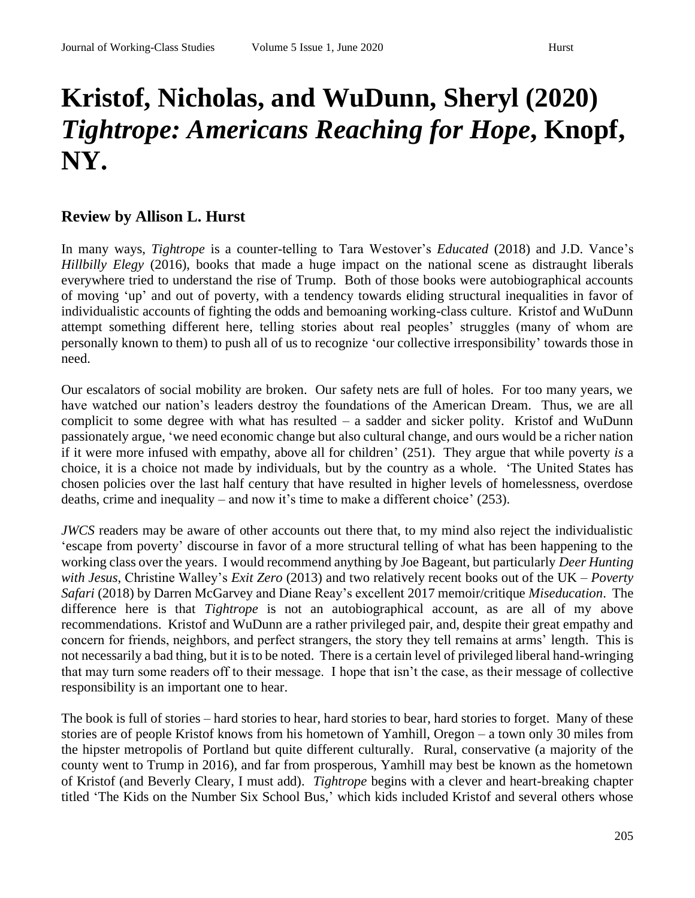# Kristof, Nicholas, and WuDunn, Sheryl (2020) *Tightrope: Americans Reaching for Hope*, Knopf, NY.

## Review by Allison L. Hurst

In many ways, *Tightrope* is a counter-telling to Tara Westover's *Educated* (2018) and J.D. Vance's *Hillbilly Elegy* (2016), books that made a huge impact on the national scene as distraught liberals everywhere tried to understand the rise of Trump. Both of those books were autobiographical accounts of moving 'up' and out of poverty, with a tendency towards eliding structural inequalities in favor of individualistic accounts of fighting the odds and bemoaning working-class culture. Kristof and WuDunn attempt something different here, telling stories about real peoples' struggles (many of whom are personally known to them) to push all of us to recognize 'our collective irresponsibility' towards those in need.

Our escalators of social mobility are broken. Our safety nets are full of holes. For too many years, we have watched our nation's leaders destroy the foundations of the American Dream. Thus, we are all complicit to some degree with what has resulted – a sadder and sicker polity. Kristof and WuDunn passionately argue, 'we need economic change but also cultural change, and ours would be a richer nation if it were more infused with empathy, above all for children' (251). They argue that while poverty *is* a choice, it is a choice not made by individuals, but by the country as a whole. 'The United States has chosen policies over the last half century that have resulted in higher levels of homelessness, overdose deaths, crime and inequality – and now it's time to make a different choice' (253).

*JWCS* readers may be aware of other accounts out there that, to my mind also reject the individualistic 'escape from poverty' discourse in favor of a more structural telling of what has been happening to the working class over the years. I would recommend anything by Joe Bageant, but particularly *Deer Hunting with Jesus*, Christine Walley's *Exit Zero* (2013) and two relatively recent books out of the UK – *Poverty Safari* (2018) by Darren McGarvey and Diane Reay's excellent 2017 memoir/critique *Miseducation*. The difference here is that *Tightrope* is not an autobiographical account, as are all of my above recommendations. Kristof and WuDunn are a rather privileged pair, and, despite their great empathy and concern for friends, neighbors, and perfect strangers, the story they tell remains at arms' length. This is not necessarily a bad thing, but it is to be noted. There is a certain level of privileged liberal hand-wringing that may turn some readers off to their message. I hope that isn't the case, as their message of collective responsibility is an important one to hear.

The book is full of stories – hard stories to hear, hard stories to bear, hard stories to forget. Many of these stories are of people Kristof knows from his hometown of Yamhill, Oregon – a town only 30 miles from the hipster metropolis of Portland but quite different culturally. Rural, conservative (a majority of the county went to Trump in 2016), and far from prosperous, Yamhill may best be known as the hometown of Kristof (and Beverly Cleary, I must add). *Tightrope* begins with a clever and heart-breaking chapter titled 'The Kids on the Number Six School Bus,' which kids included Kristof and several others whose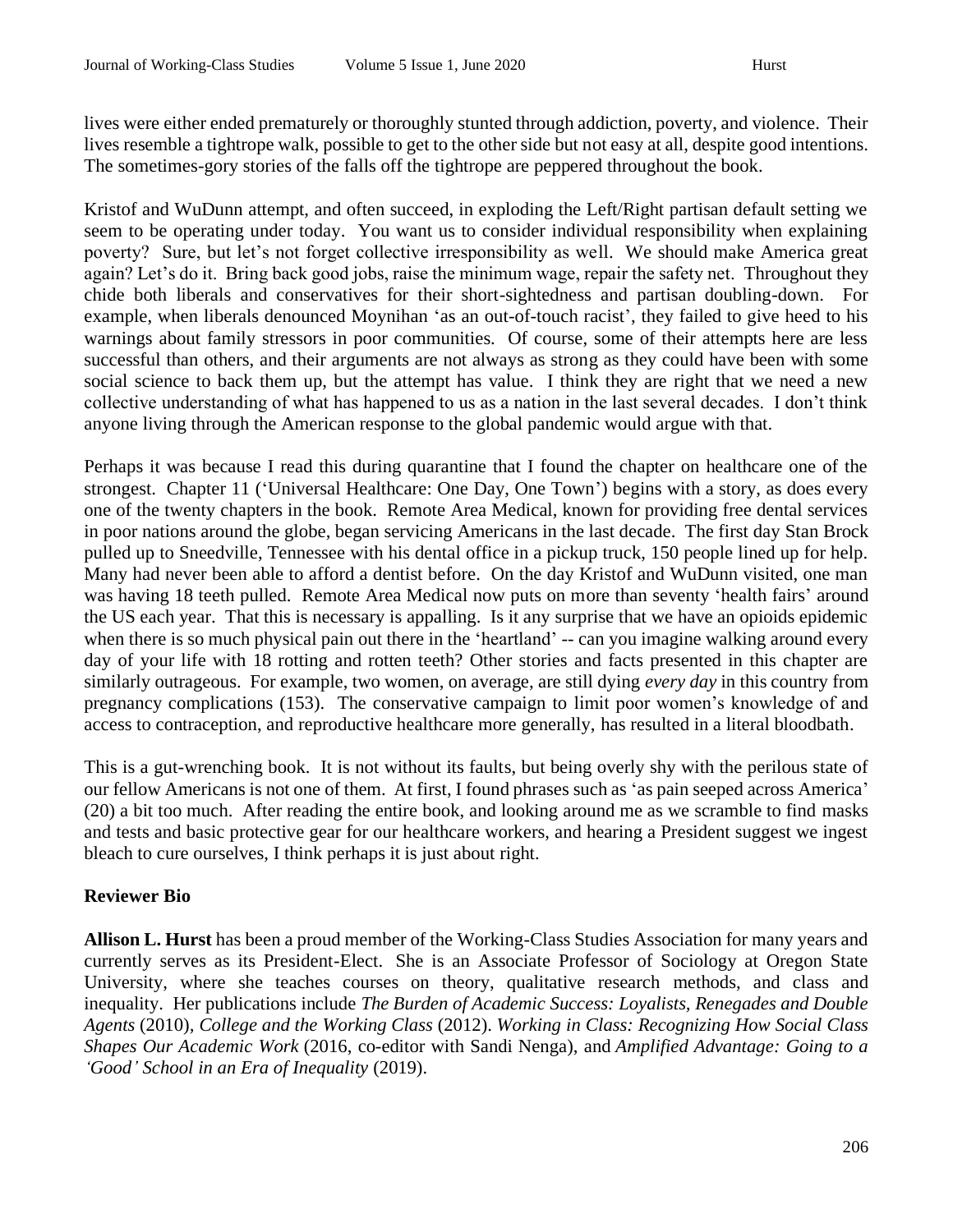lives were either ended prematurely or thoroughly stunted through addiction, poverty, and violence. Their lives resemble a tightrope walk, possible to get to the other side but not easy at all, despite good intentions. The sometimes-gory stories of the falls off the tightrope are peppered throughout the book.

Kristof and WuDunn attempt, and often succeed, in exploding the Left/Right partisan default setting we seem to be operating under today. You want us to consider individual responsibility when explaining poverty? Sure, but let's not forget collective irresponsibility as well. We should make America great again? Let's do it. Bring back good jobs, raise the minimum wage, repair the safety net. Throughout they chide both liberals and conservatives for their short-sightedness and partisan doubling-down. For example, when liberals denounced Moynihan 'as an out-of-touch racist', they failed to give heed to his warnings about family stressors in poor communities. Of course, some of their attempts here are less successful than others, and their arguments are not always as strong as they could have been with some social science to back them up, but the attempt has value. I think they are right that we need a new collective understanding of what has happened to us as a nation in the last several decades. I don't think anyone living through the American response to the global pandemic would argue with that.

Perhaps it was because I read this during quarantine that I found the chapter on healthcare one of the strongest. Chapter 11 ('Universal Healthcare: One Day, One Town') begins with a story, as does every one of the twenty chapters in the book. Remote Area Medical, known for providing free dental services in poor nations around the globe, began servicing Americans in the last decade. The first day Stan Brock pulled up to Sneedville, Tennessee with his dental office in a pickup truck, 150 people lined up for help. Many had never been able to afford a dentist before. On the day Kristof and WuDunn visited, one man was having 18 teeth pulled. Remote Area Medical now puts on more than seventy 'health fairs' around the US each year. That this is necessary is appalling. Is it any surprise that we have an opioids epidemic when there is so much physical pain out there in the 'heartland' -- can you imagine walking around every day of your life with 18 rotting and rotten teeth? Other stories and facts presented in this chapter are similarly outrageous. For example, two women, on average, are still dying *every day* in this country from pregnancy complications (153). The conservative campaign to limit poor women's knowledge of and access to contraception, and reproductive healthcare more generally, has resulted in a literal bloodbath.

This is a gut-wrenching book. It is not without its faults, but being overly shy with the perilous state of our fellow Americans is not one of them. At first, I found phrases such as 'as pain seeped across America' (20) a bit too much. After reading the entire book, and looking around me as we scramble to find masks and tests and basic protective gear for our healthcare workers, and hearing a President suggest we ingest bleach to cure ourselves, I think perhaps it is just about right.

## Reviewer Bio

**Allison L. Hurst** has been a proud member of the Working-Class Studies Association for many years and currently serves as its President-Elect. She is an Associate Professor of Sociology at Oregon State University, where she teaches courses on theory, qualitative research methods, and class and inequality. Her publications include *The Burden of Academic Success: Loyalists, Renegades and Double Agents* (2010), *College and the Working Class* (2012). *Working in Class: Recognizing How Social Class Shapes Our Academic Work* (2016, co-editor with Sandi Nenga), and *Amplified Advantage: Going to a 'Good' School in an Era of Inequality* (2019).